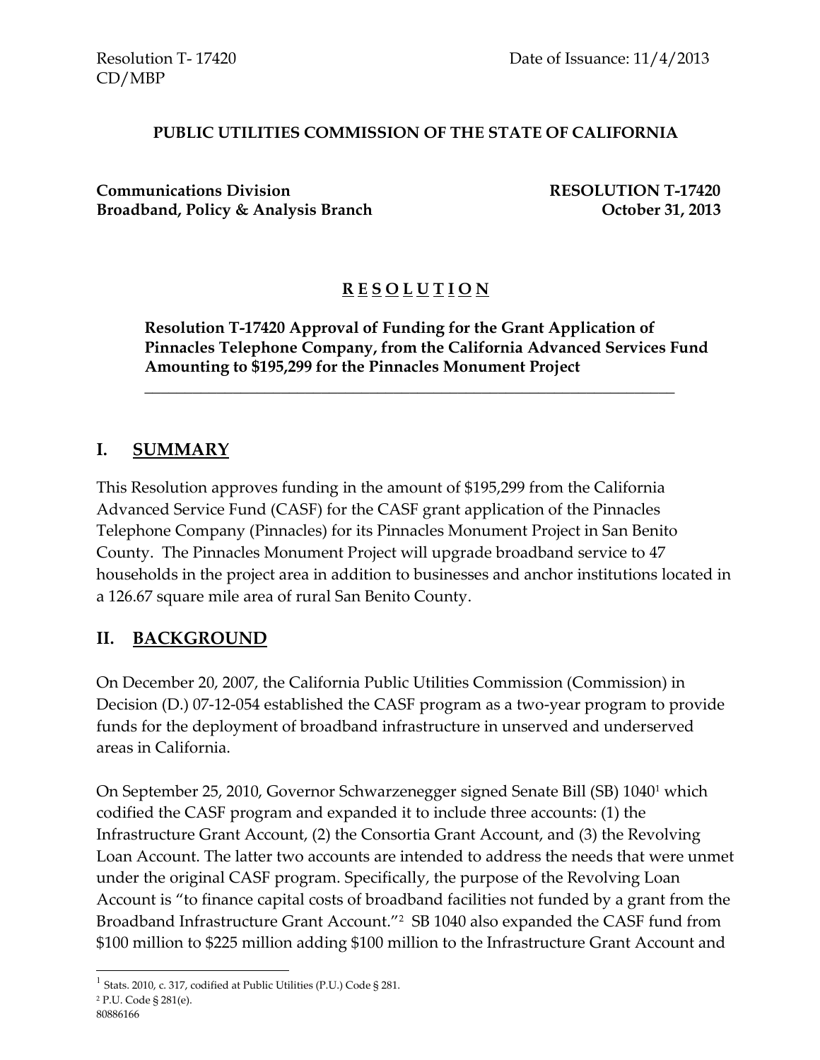Resolution T- 17420 Date of Issuance: 11/4/2013
CD/MBP

**PUBLIC UTILITIES COMMISSION OF THE STATE OF CALIFORNIA**

**Communications Division** **RESOLUTION T-17420**
**Broadband, Policy & Analysis Branch** **October 31, 2013**

# R E S O L U T I O N

**Resolution T-17420 Approval of Funding for the Grant Application of Pinnacles Telephone Company, from the California Advanced Services Fund Amounting to $195,299 for the Pinnacles Monument Project**

---

## I. SUMMARY

This Resolution approves funding in the amount of $195,299 from the California Advanced Service Fund (CASF) for the CASF grant application of the Pinnacles Telephone Company (Pinnacles) for its Pinnacles Monument Project in San Benito County. The Pinnacles Monument Project will upgrade broadband service to 47 households in the project area in addition to businesses and anchor institutions located in a 126.67 square mile area of rural San Benito County.

## II. BACKGROUND

On December 20, 2007, the California Public Utilities Commission (Commission) in Decision (D.) 07-12-054 established the CASF program as a two-year program to provide funds for the deployment of broadband infrastructure in unserved and underserved areas in California.

On September 25, 2010, Governor Schwarzenegger signed Senate Bill (SB) 1040[1] which codified the CASF program and expanded it to include three accounts: (1) the Infrastructure Grant Account, (2) the Consortia Grant Account, and (3) the Revolving Loan Account. The latter two accounts are intended to address the needs that were unmet under the original CASF program. Specifically, the purpose of the Revolving Loan Account is "to finance capital costs of broadband facilities not funded by a grant from the Broadband Infrastructure Grant Account."[2] SB 1040 also expanded the CASF fund from $100 million to $225 million adding $100 million to the Infrastructure Grant Account and

---

[1] Stats. 2010, c. 317, codified at Public Utilities (P.U.) Code § 281.
[2] P.U. Code § 281(e).

80886166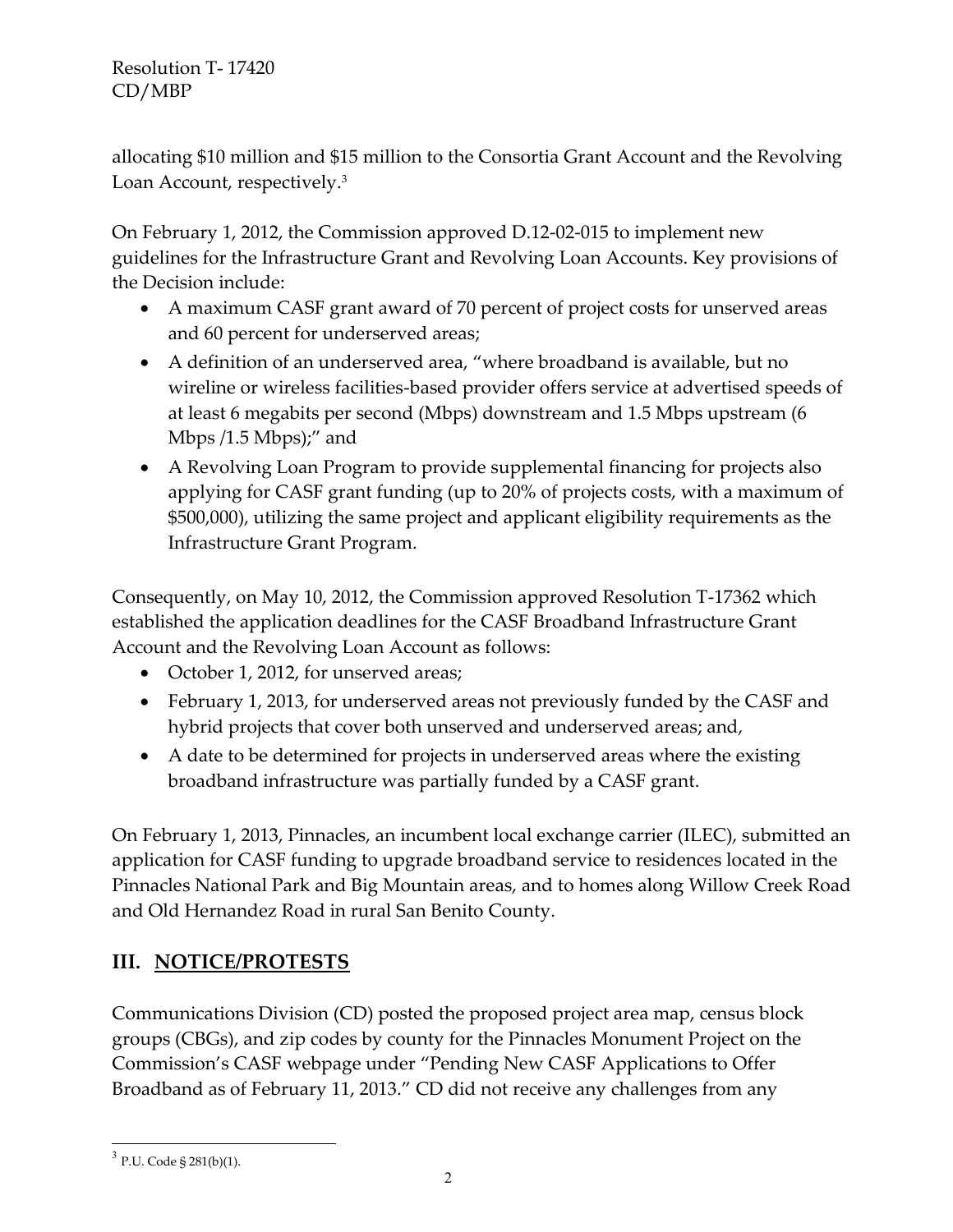allocating $10 million and $15 million to the Consortia Grant Account and the Revolving Loan Account, respectively.[3]

On February 1, 2012, the Commission approved D.12-02-015 to implement new guidelines for the Infrastructure Grant and Revolving Loan Accounts. Key provisions of the Decision include:

- A maximum CASF grant award of 70 percent of project costs for unserved areas and 60 percent for underserved areas;
- A definition of an underserved area, "where broadband is available, but no wireline or wireless facilities-based provider offers service at advertised speeds of at least 6 megabits per second (Mbps) downstream and 1.5 Mbps upstream (6 Mbps /1.5 Mbps);" and
- A Revolving Loan Program to provide supplemental financing for projects also applying for CASF grant funding (up to 20% of projects costs, with a maximum of $500,000), utilizing the same project and applicant eligibility requirements as the Infrastructure Grant Program.

Consequently, on May 10, 2012, the Commission approved Resolution T-17362 which established the application deadlines for the CASF Broadband Infrastructure Grant Account and the Revolving Loan Account as follows:

- October 1, 2012, for unserved areas;
- February 1, 2013, for underserved areas not previously funded by the CASF and hybrid projects that cover both unserved and underserved areas; and,
- A date to be determined for projects in underserved areas where the existing broadband infrastructure was partially funded by a CASF grant.

On February 1, 2013, Pinnacles, an incumbent local exchange carrier (ILEC), submitted an application for CASF funding to upgrade broadband service to residences located in the Pinnacles National Park and Big Mountain areas, and to homes along Willow Creek Road and Old Hernandez Road in rural San Benito County.

## III. NOTICE/PROTESTS

Communications Division (CD) posted the proposed project area map, census block groups (CBGs), and zip codes by county for the Pinnacles Monument Project on the Commission's CASF webpage under "Pending New CASF Applications to Offer Broadband as of February 11, 2013." CD did not receive any challenges from any

[3] P.U. Code § 281(b)(1).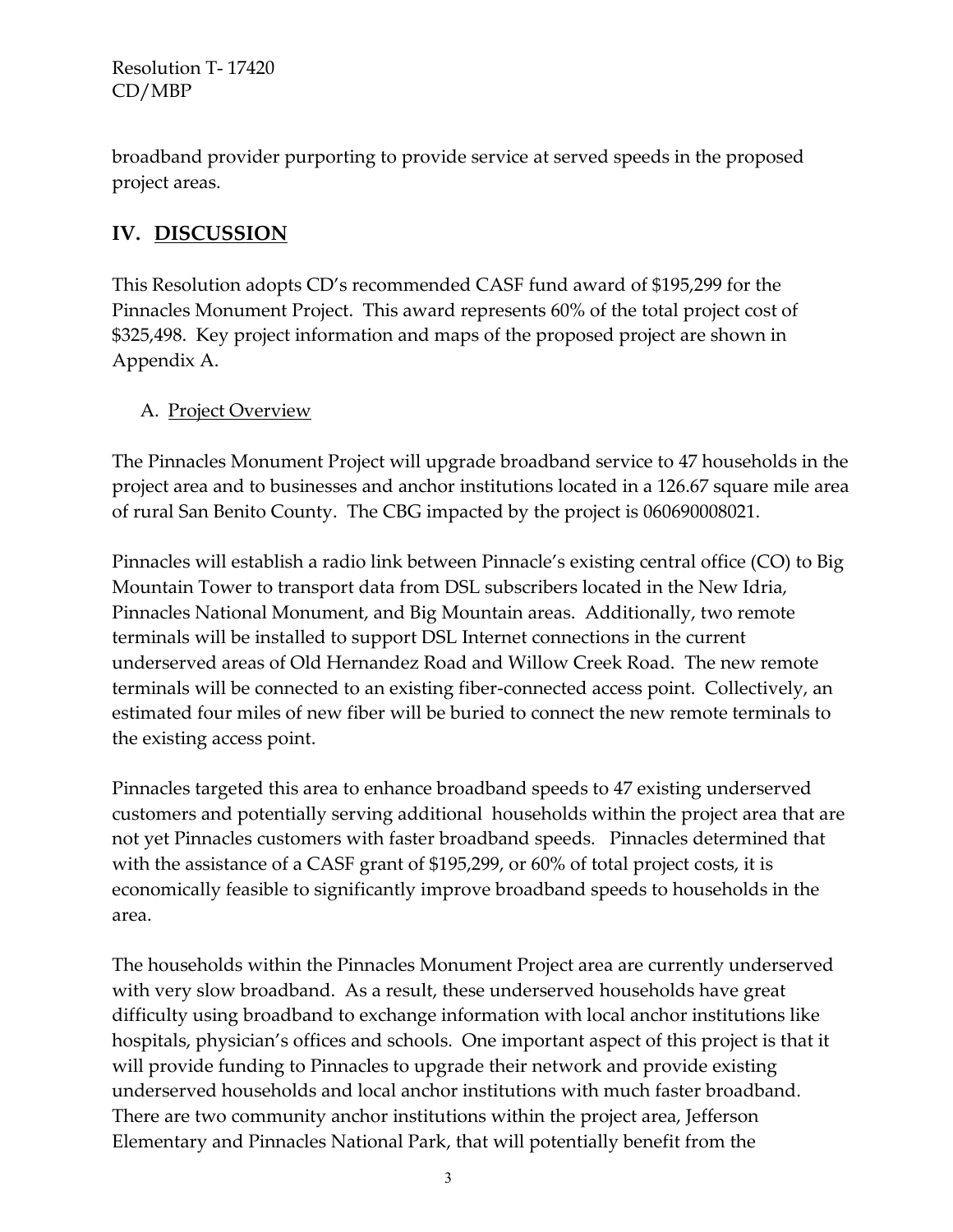broadband provider purporting to provide service at served speeds in the proposed project areas.

## IV. DISCUSSION

This Resolution adopts CD's recommended CASF fund award of $195,299 for the Pinnacles Monument Project. This award represents 60% of the total project cost of $325,498. Key project information and maps of the proposed project are shown in Appendix A.

### A. Project Overview

The Pinnacles Monument Project will upgrade broadband service to 47 households in the project area and to businesses and anchor institutions located in a 126.67 square mile area of rural San Benito County. The CBG impacted by the project is 060690008021.

Pinnacles will establish a radio link between Pinnacle's existing central office (CO) to Big Mountain Tower to transport data from DSL subscribers located in the New Idria, Pinnacles National Monument, and Big Mountain areas. Additionally, two remote terminals will be installed to support DSL Internet connections in the current underserved areas of Old Hernandez Road and Willow Creek Road. The new remote terminals will be connected to an existing fiber-connected access point. Collectively, an estimated four miles of new fiber will be buried to connect the new remote terminals to the existing access point.

Pinnacles targeted this area to enhance broadband speeds to 47 existing underserved customers and potentially serving additional households within the project area that are not yet Pinnacles customers with faster broadband speeds. Pinnacles determined that with the assistance of a CASF grant of $195,299, or 60% of total project costs, it is economically feasible to significantly improve broadband speeds to households in the area.

The households within the Pinnacles Monument Project area are currently underserved with very slow broadband. As a result, these underserved households have great difficulty using broadband to exchange information with local anchor institutions like hospitals, physician's offices and schools. One important aspect of this project is that it will provide funding to Pinnacles to upgrade their network and provide existing underserved households and local anchor institutions with much faster broadband. There are two community anchor institutions within the project area, Jefferson Elementary and Pinnacles National Park, that will potentially benefit from the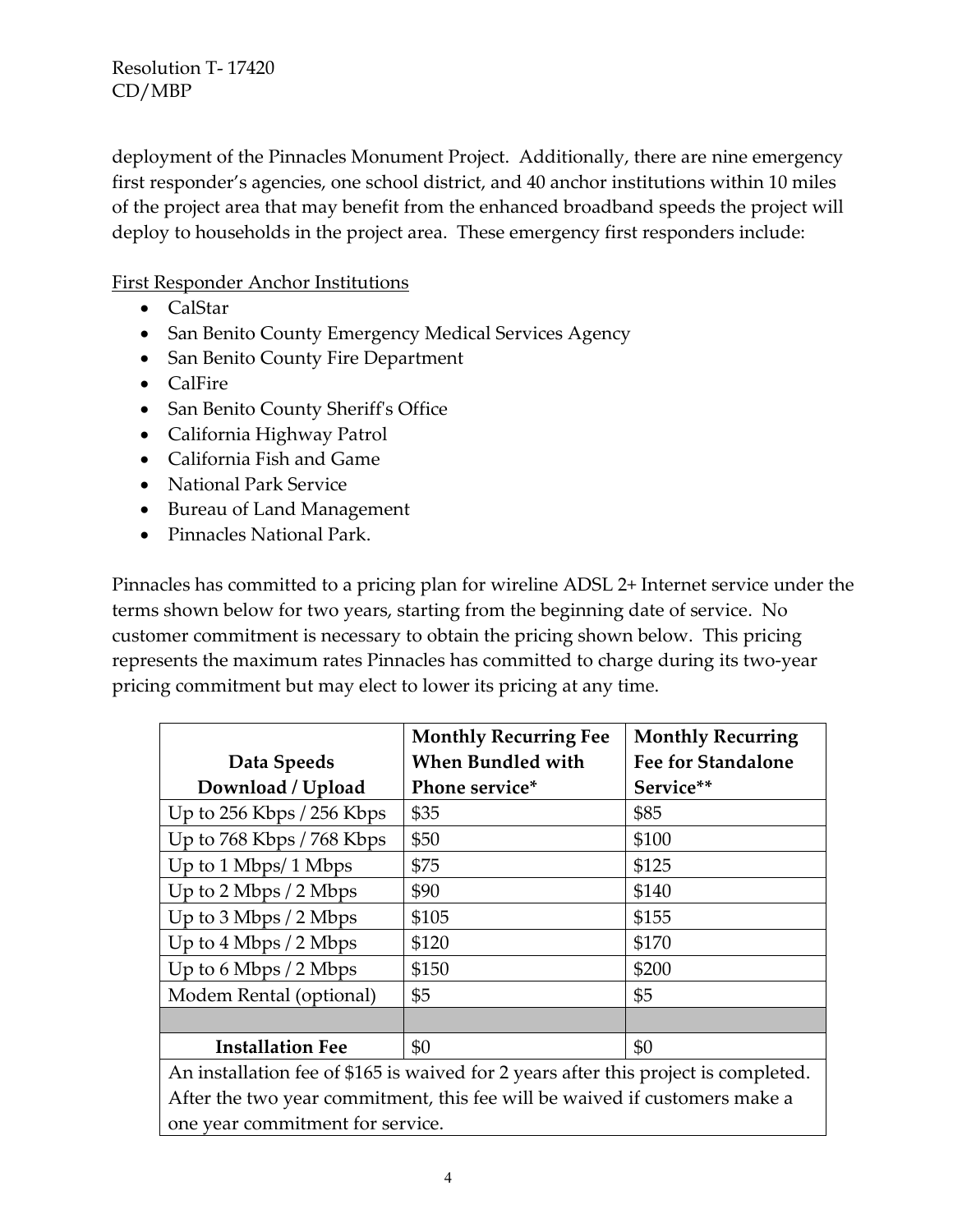deployment of the Pinnacles Monument Project. Additionally, there are nine emergency first responder's agencies, one school district, and 40 anchor institutions within 10 miles of the project area that may benefit from the enhanced broadband speeds the project will deploy to households in the project area. These emergency first responders include:

First Responder Anchor Institutions

- CalStar
- San Benito County Emergency Medical Services Agency
- San Benito County Fire Department
- CalFire
- San Benito County Sheriff's Office
- California Highway Patrol
- California Fish and Game
- National Park Service
- Bureau of Land Management
- Pinnacles National Park.

Pinnacles has committed to a pricing plan for wireline ADSL 2+ Internet service under the terms shown below for two years, starting from the beginning date of service. No customer commitment is necessary to obtain the pricing shown below. This pricing represents the maximum rates Pinnacles has committed to charge during its two-year pricing commitment but may elect to lower its pricing at any time.

| Data Speeds Download / Upload | Monthly Recurring Fee When Bundled with Phone service* | Monthly Recurring Fee for Standalone Service** |
|---|---|---|
| Up to 256 Kbps / 256 Kbps | $35 | $85 |
| Up to 768 Kbps / 768 Kbps | $50 | $100 |
| Up to 1 Mbps/ 1 Mbps | $75 | $125 |
| Up to 2 Mbps / 2 Mbps | $90 | $140 |
| Up to 3 Mbps / 2 Mbps | $105 | $155 |
| Up to 4 Mbps / 2 Mbps | $120 | $170 |
| Up to 6 Mbps / 2 Mbps | $150 | $200 |
| Modem Rental (optional) | $5 | $5 |
| | | |
| **Installation Fee** | $0 | $0 |
| An installation fee of $165 is waived for 2 years after this project is completed. After the two year commitment, this fee will be waived if customers make a one year commitment for service. | | |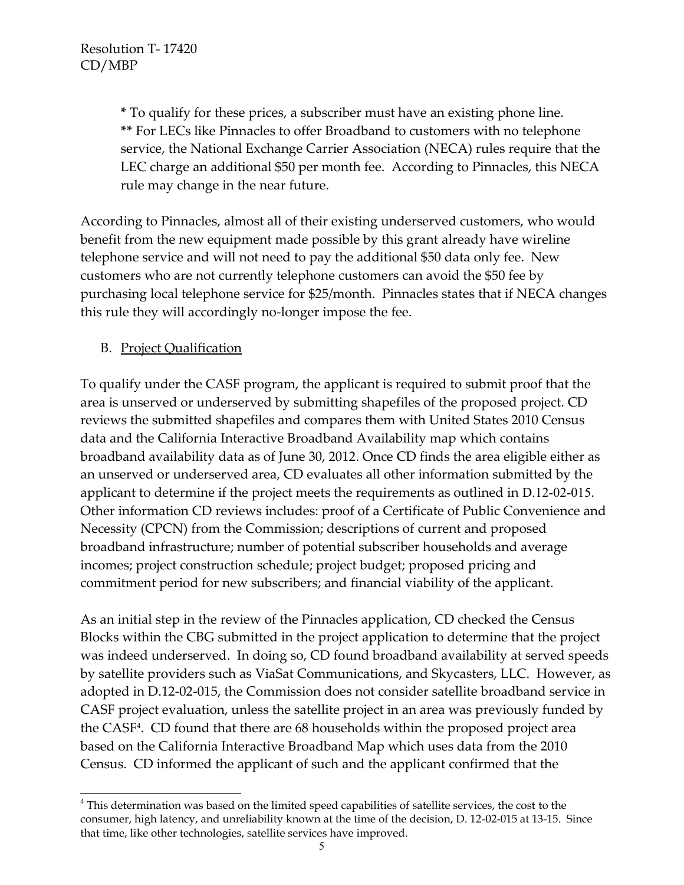* To qualify for these prices, a subscriber must have an existing phone line.
** For LECs like Pinnacles to offer Broadband to customers with no telephone service, the National Exchange Carrier Association (NECA) rules require that the LEC charge an additional $50 per month fee. According to Pinnacles, this NECA rule may change in the near future.

According to Pinnacles, almost all of their existing underserved customers, who would benefit from the new equipment made possible by this grant already have wireline telephone service and will not need to pay the additional $50 data only fee. New customers who are not currently telephone customers can avoid the $50 fee by purchasing local telephone service for $25/month. Pinnacles states that if NECA changes this rule they will accordingly no-longer impose the fee.

B. Project Qualification

To qualify under the CASF program, the applicant is required to submit proof that the area is unserved or underserved by submitting shapefiles of the proposed project. CD reviews the submitted shapefiles and compares them with United States 2010 Census data and the California Interactive Broadband Availability map which contains broadband availability data as of June 30, 2012. Once CD finds the area eligible either as an unserved or underserved area, CD evaluates all other information submitted by the applicant to determine if the project meets the requirements as outlined in D.12-02-015. Other information CD reviews includes: proof of a Certificate of Public Convenience and Necessity (CPCN) from the Commission; descriptions of current and proposed broadband infrastructure; number of potential subscriber households and average incomes; project construction schedule; project budget; proposed pricing and commitment period for new subscribers; and financial viability of the applicant.

As an initial step in the review of the Pinnacles application, CD checked the Census Blocks within the CBG submitted in the project application to determine that the project was indeed underserved. In doing so, CD found broadband availability at served speeds by satellite providers such as ViaSat Communications, and Skycasters, LLC. However, as adopted in D.12-02-015, the Commission does not consider satellite broadband service in CASF project evaluation, unless the satellite project in an area was previously funded by the CASF[4]. CD found that there are 68 households within the proposed project area based on the California Interactive Broadband Map which uses data from the 2010 Census. CD informed the applicant of such and the applicant confirmed that the

[4] This determination was based on the limited speed capabilities of satellite services, the cost to the consumer, high latency, and unreliability known at the time of the decision, D. 12-02-015 at 13-15. Since that time, like other technologies, satellite services have improved.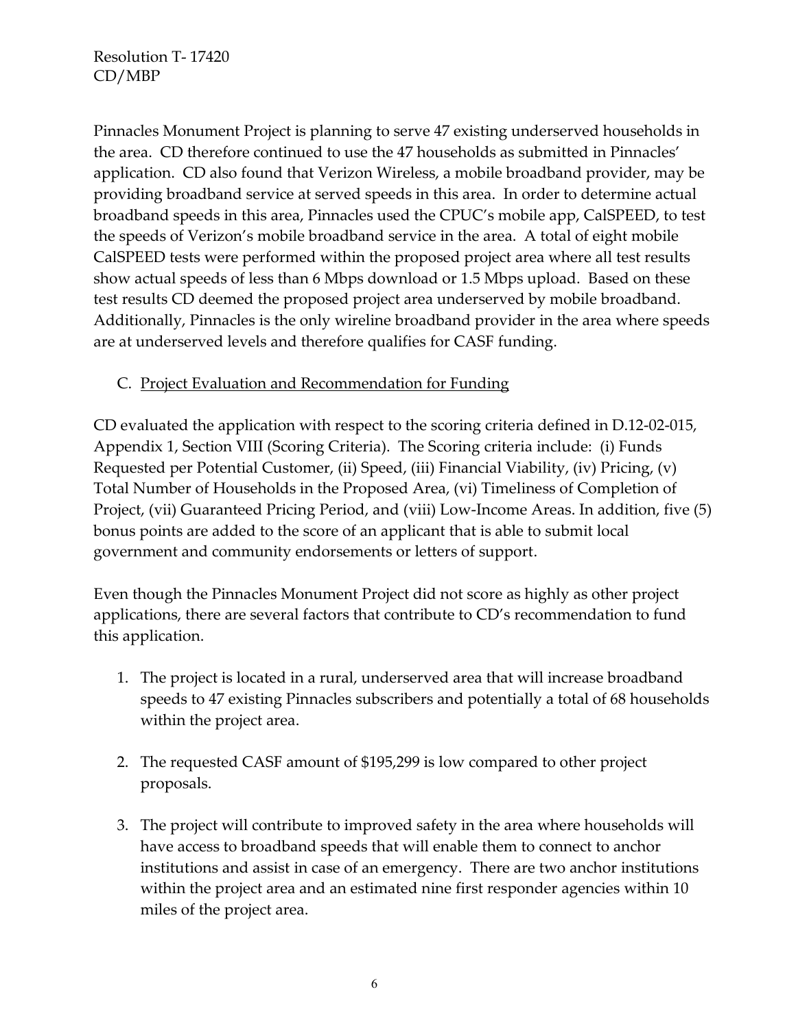Pinnacles Monument Project is planning to serve 47 existing underserved households in the area. CD therefore continued to use the 47 households as submitted in Pinnacles' application. CD also found that Verizon Wireless, a mobile broadband provider, may be providing broadband service at served speeds in this area. In order to determine actual broadband speeds in this area, Pinnacles used the CPUC's mobile app, CalSPEED, to test the speeds of Verizon's mobile broadband service in the area. A total of eight mobile CalSPEED tests were performed within the proposed project area where all test results show actual speeds of less than 6 Mbps download or 1.5 Mbps upload. Based on these test results CD deemed the proposed project area underserved by mobile broadband. Additionally, Pinnacles is the only wireline broadband provider in the area where speeds are at underserved levels and therefore qualifies for CASF funding.

C. Project Evaluation and Recommendation for Funding

CD evaluated the application with respect to the scoring criteria defined in D.12-02-015, Appendix 1, Section VIII (Scoring Criteria). The Scoring criteria include: (i) Funds Requested per Potential Customer, (ii) Speed, (iii) Financial Viability, (iv) Pricing, (v) Total Number of Households in the Proposed Area, (vi) Timeliness of Completion of Project, (vii) Guaranteed Pricing Period, and (viii) Low-Income Areas. In addition, five (5) bonus points are added to the score of an applicant that is able to submit local government and community endorsements or letters of support.

Even though the Pinnacles Monument Project did not score as highly as other project applications, there are several factors that contribute to CD's recommendation to fund this application.

1. The project is located in a rural, underserved area that will increase broadband speeds to 47 existing Pinnacles subscribers and potentially a total of 68 households within the project area.

2. The requested CASF amount of $195,299 is low compared to other project proposals.

3. The project will contribute to improved safety in the area where households will have access to broadband speeds that will enable them to connect to anchor institutions and assist in case of an emergency. There are two anchor institutions within the project area and an estimated nine first responder agencies within 10 miles of the project area.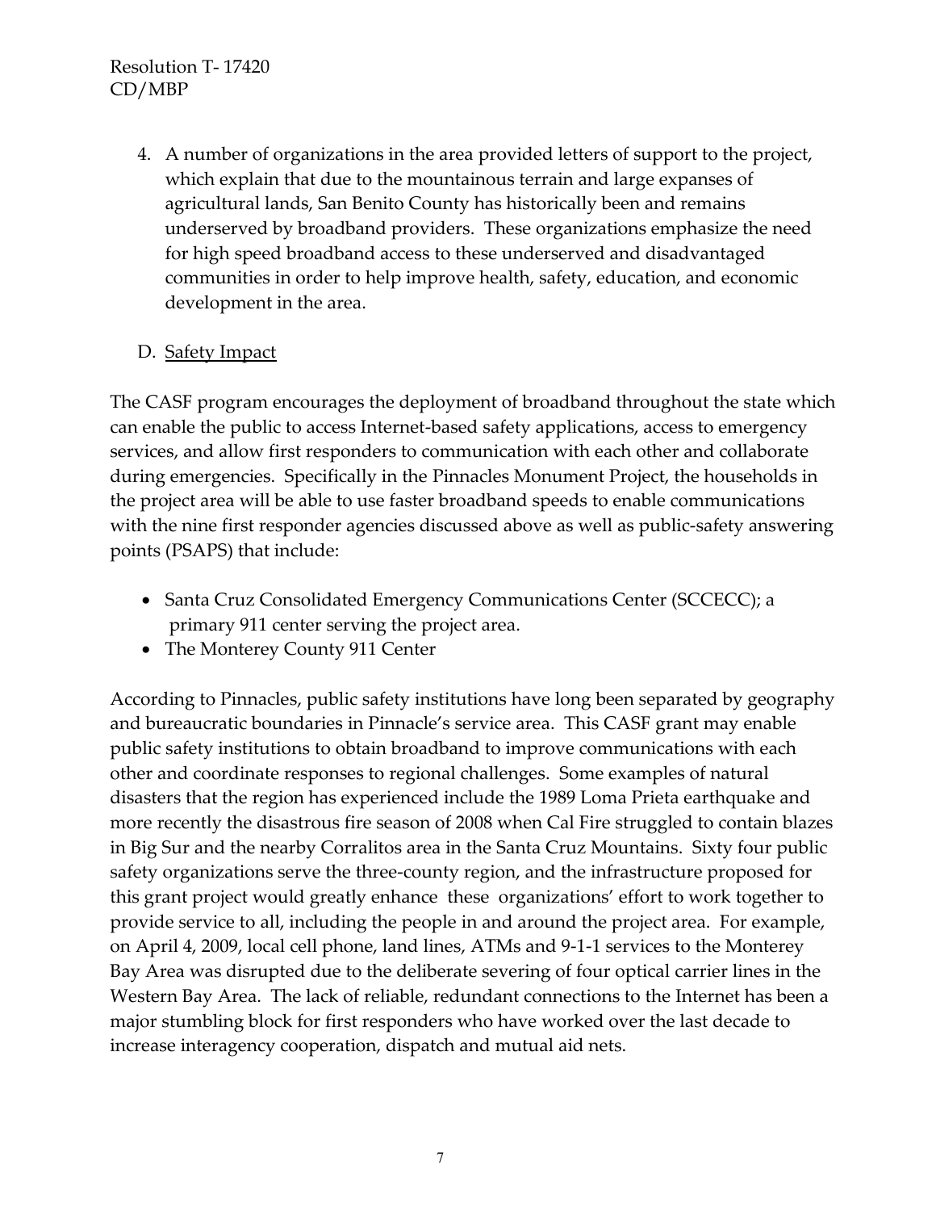4. A number of organizations in the area provided letters of support to the project, which explain that due to the mountainous terrain and large expanses of agricultural lands, San Benito County has historically been and remains underserved by broadband providers. These organizations emphasize the need for high speed broadband access to these underserved and disadvantaged communities in order to help improve health, safety, education, and economic development in the area.

D. Safety Impact

The CASF program encourages the deployment of broadband throughout the state which can enable the public to access Internet-based safety applications, access to emergency services, and allow first responders to communication with each other and collaborate during emergencies. Specifically in the Pinnacles Monument Project, the households in the project area will be able to use faster broadband speeds to enable communications with the nine first responder agencies discussed above as well as public-safety answering points (PSAPS) that include:

- Santa Cruz Consolidated Emergency Communications Center (SCCECC); a primary 911 center serving the project area.
- The Monterey County 911 Center

According to Pinnacles, public safety institutions have long been separated by geography and bureaucratic boundaries in Pinnacle's service area. This CASF grant may enable public safety institutions to obtain broadband to improve communications with each other and coordinate responses to regional challenges. Some examples of natural disasters that the region has experienced include the 1989 Loma Prieta earthquake and more recently the disastrous fire season of 2008 when Cal Fire struggled to contain blazes in Big Sur and the nearby Corralitos area in the Santa Cruz Mountains. Sixty four public safety organizations serve the three-county region, and the infrastructure proposed for this grant project would greatly enhance these organizations' effort to work together to provide service to all, including the people in and around the project area. For example, on April 4, 2009, local cell phone, land lines, ATMs and 9-1-1 services to the Monterey Bay Area was disrupted due to the deliberate severing of four optical carrier lines in the Western Bay Area. The lack of reliable, redundant connections to the Internet has been a major stumbling block for first responders who have worked over the last decade to increase interagency cooperation, dispatch and mutual aid nets.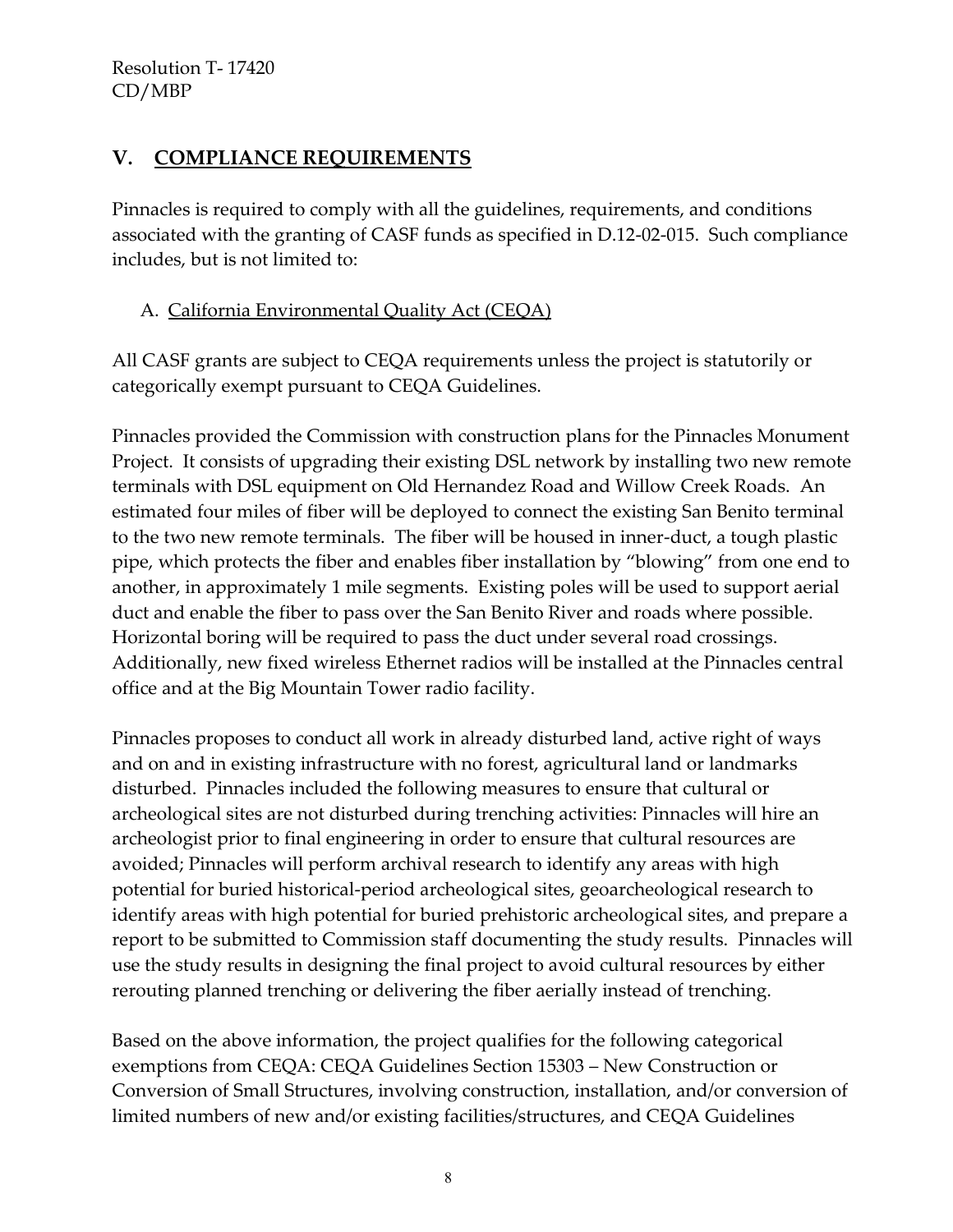## V. COMPLIANCE REQUIREMENTS

Pinnacles is required to comply with all the guidelines, requirements, and conditions associated with the granting of CASF funds as specified in D.12-02-015. Such compliance includes, but is not limited to:

### A. California Environmental Quality Act (CEQA)

All CASF grants are subject to CEQA requirements unless the project is statutorily or categorically exempt pursuant to CEQA Guidelines.

Pinnacles provided the Commission with construction plans for the Pinnacles Monument Project. It consists of upgrading their existing DSL network by installing two new remote terminals with DSL equipment on Old Hernandez Road and Willow Creek Roads. An estimated four miles of fiber will be deployed to connect the existing San Benito terminal to the two new remote terminals. The fiber will be housed in inner-duct, a tough plastic pipe, which protects the fiber and enables fiber installation by "blowing" from one end to another, in approximately 1 mile segments. Existing poles will be used to support aerial duct and enable the fiber to pass over the San Benito River and roads where possible. Horizontal boring will be required to pass the duct under several road crossings. Additionally, new fixed wireless Ethernet radios will be installed at the Pinnacles central office and at the Big Mountain Tower radio facility.

Pinnacles proposes to conduct all work in already disturbed land, active right of ways and on and in existing infrastructure with no forest, agricultural land or landmarks disturbed. Pinnacles included the following measures to ensure that cultural or archeological sites are not disturbed during trenching activities: Pinnacles will hire an archeologist prior to final engineering in order to ensure that cultural resources are avoided; Pinnacles will perform archival research to identify any areas with high potential for buried historical-period archeological sites, geoarcheological research to identify areas with high potential for buried prehistoric archeological sites, and prepare a report to be submitted to Commission staff documenting the study results. Pinnacles will use the study results in designing the final project to avoid cultural resources by either rerouting planned trenching or delivering the fiber aerially instead of trenching.

Based on the above information, the project qualifies for the following categorical exemptions from CEQA: CEQA Guidelines Section 15303 – New Construction or Conversion of Small Structures, involving construction, installation, and/or conversion of limited numbers of new and/or existing facilities/structures, and CEQA Guidelines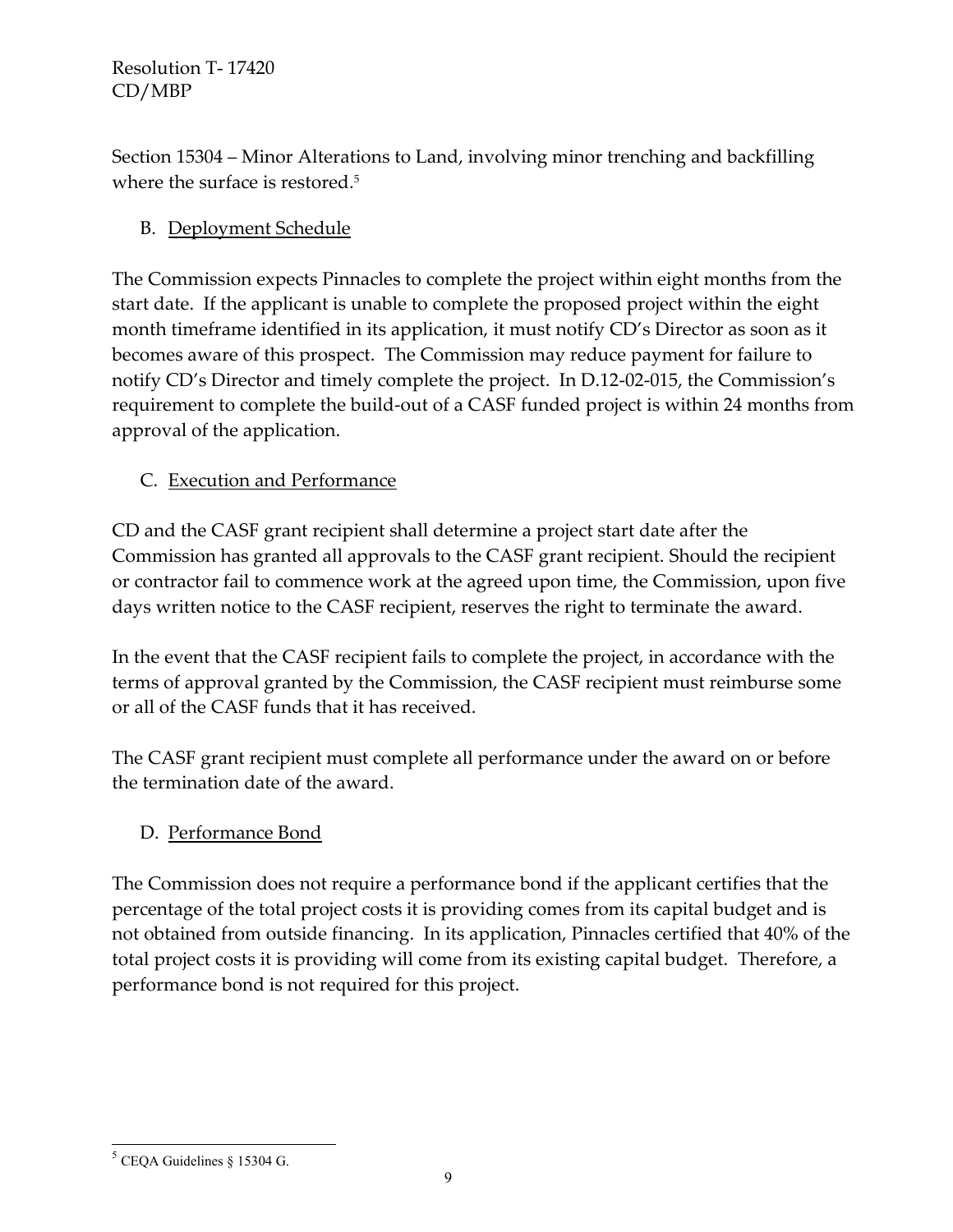Section 15304 – Minor Alterations to Land, involving minor trenching and backfilling where the surface is restored.[5]

B. <u>Deployment Schedule</u>

The Commission expects Pinnacles to complete the project within eight months from the start date. If the applicant is unable to complete the proposed project within the eight month timeframe identified in its application, it must notify CD's Director as soon as it becomes aware of this prospect. The Commission may reduce payment for failure to notify CD's Director and timely complete the project. In D.12-02-015, the Commission's requirement to complete the build-out of a CASF funded project is within 24 months from approval of the application.

C. <u>Execution and Performance</u>

CD and the CASF grant recipient shall determine a project start date after the Commission has granted all approvals to the CASF grant recipient. Should the recipient or contractor fail to commence work at the agreed upon time, the Commission, upon five days written notice to the CASF recipient, reserves the right to terminate the award.

In the event that the CASF recipient fails to complete the project, in accordance with the terms of approval granted by the Commission, the CASF recipient must reimburse some or all of the CASF funds that it has received.

The CASF grant recipient must complete all performance under the award on or before the termination date of the award.

D. <u>Performance Bond</u>

The Commission does not require a performance bond if the applicant certifies that the percentage of the total project costs it is providing comes from its capital budget and is not obtained from outside financing. In its application, Pinnacles certified that 40% of the total project costs it is providing will come from its existing capital budget. Therefore, a performance bond is not required for this project.

---

[5] CEQA Guidelines § 15304 G.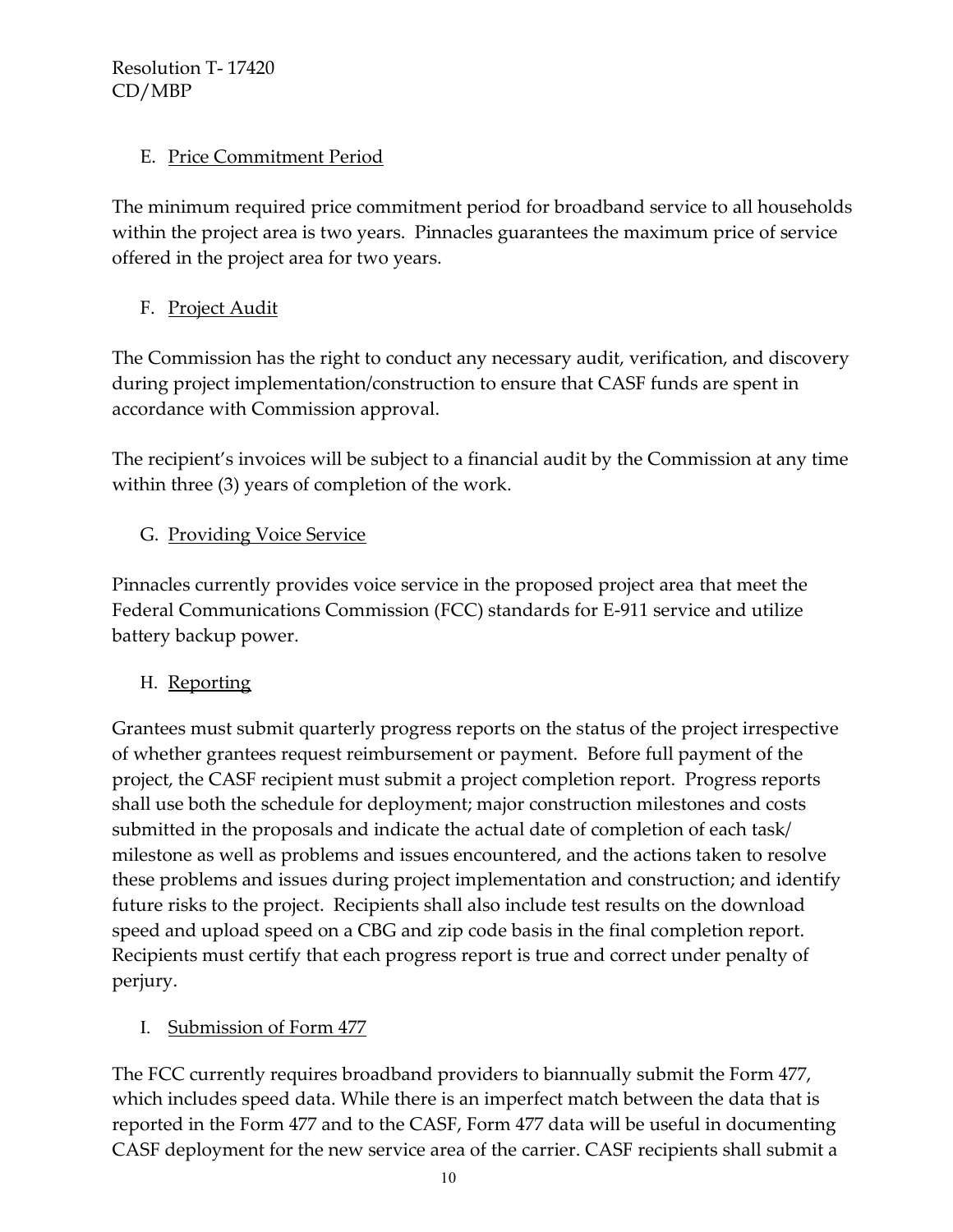E. Price Commitment Period

The minimum required price commitment period for broadband service to all households within the project area is two years. Pinnacles guarantees the maximum price of service offered in the project area for two years.

F. Project Audit

The Commission has the right to conduct any necessary audit, verification, and discovery during project implementation/construction to ensure that CASF funds are spent in accordance with Commission approval.

The recipient's invoices will be subject to a financial audit by the Commission at any time within three (3) years of completion of the work.

G. Providing Voice Service

Pinnacles currently provides voice service in the proposed project area that meet the Federal Communications Commission (FCC) standards for E-911 service and utilize battery backup power.

H. Reporting

Grantees must submit quarterly progress reports on the status of the project irrespective of whether grantees request reimbursement or payment. Before full payment of the project, the CASF recipient must submit a project completion report. Progress reports shall use both the schedule for deployment; major construction milestones and costs submitted in the proposals and indicate the actual date of completion of each task/ milestone as well as problems and issues encountered, and the actions taken to resolve these problems and issues during project implementation and construction; and identify future risks to the project. Recipients shall also include test results on the download speed and upload speed on a CBG and zip code basis in the final completion report. Recipients must certify that each progress report is true and correct under penalty of perjury.

I. Submission of Form 477

The FCC currently requires broadband providers to biannually submit the Form 477, which includes speed data. While there is an imperfect match between the data that is reported in the Form 477 and to the CASF, Form 477 data will be useful in documenting CASF deployment for the new service area of the carrier. CASF recipients shall submit a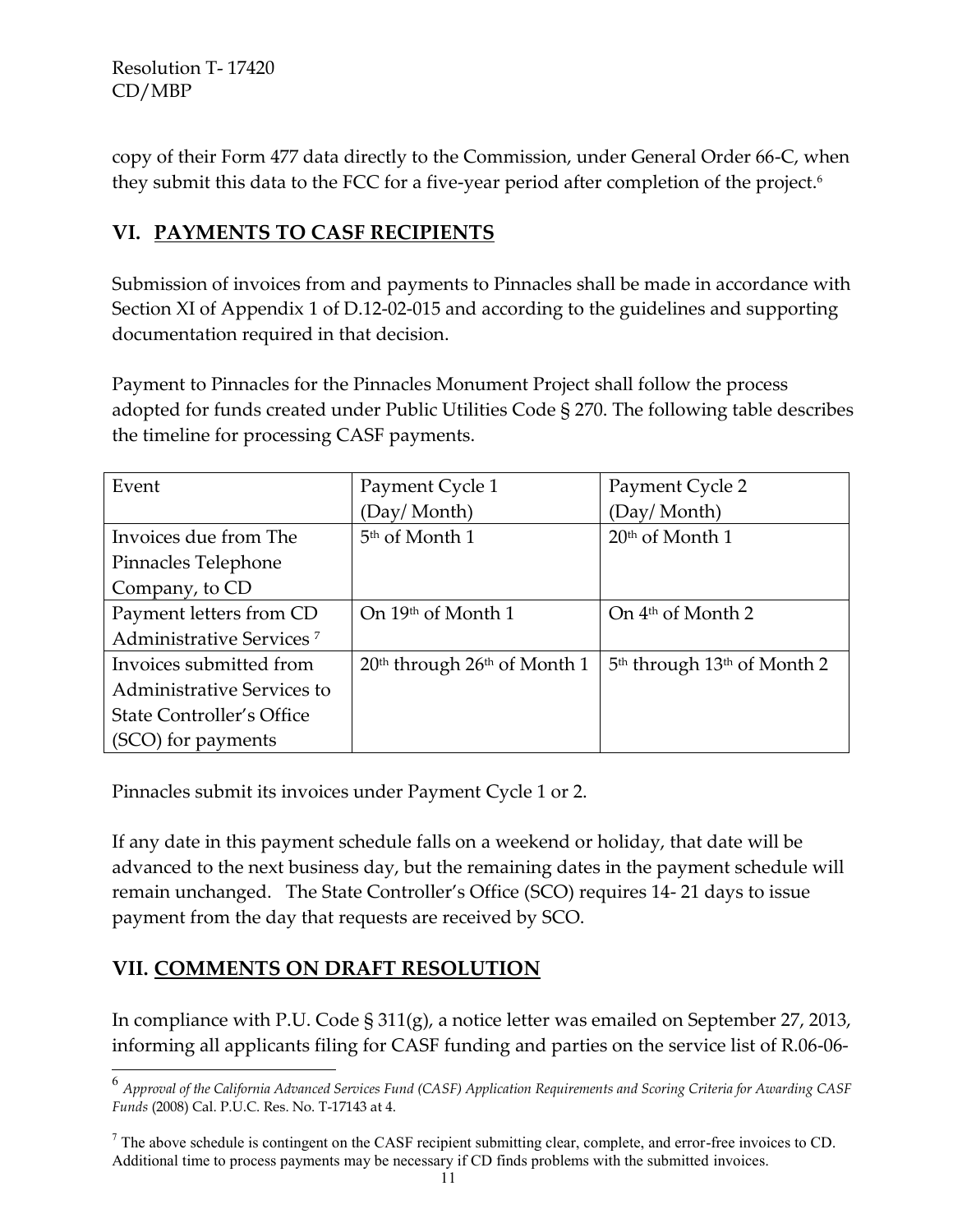copy of their Form 477 data directly to the Commission, under General Order 66-C, when they submit this data to the FCC for a five-year period after completion of the project.[6]

## VI. PAYMENTS TO CASF RECIPIENTS

Submission of invoices from and payments to Pinnacles shall be made in accordance with Section XI of Appendix 1 of D.12-02-015 and according to the guidelines and supporting documentation required in that decision.

Payment to Pinnacles for the Pinnacles Monument Project shall follow the process adopted for funds created under Public Utilities Code § 270. The following table describes the timeline for processing CASF payments.

| Event | Payment Cycle 1 (Day/ Month) | Payment Cycle 2 (Day/ Month) |
|---|---|---|
| Invoices due from The Pinnacles Telephone Company, to CD | 5th of Month 1 | 20th of Month 1 |
| Payment letters from CD Administrative Services [7] | On 19th of Month 1 | On 4th of Month 2 |
| Invoices submitted from Administrative Services to State Controller's Office (SCO) for payments | 20th through 26th of Month 1 | 5th through 13th of Month 2 |

Pinnacles submit its invoices under Payment Cycle 1 or 2.

If any date in this payment schedule falls on a weekend or holiday, that date will be advanced to the next business day, but the remaining dates in the payment schedule will remain unchanged. The State Controller's Office (SCO) requires 14- 21 days to issue payment from the day that requests are received by SCO.

## VII. COMMENTS ON DRAFT RESOLUTION

In compliance with P.U. Code § 311(g), a notice letter was emailed on September 27, 2013, informing all applicants filing for CASF funding and parties on the service list of R.06-06-

---

[6] *Approval of the California Advanced Services Fund (CASF) Application Requirements and Scoring Criteria for Awarding CASF Funds* (2008) Cal. P.U.C. Res. No. T-17143 at 4.

[7] The above schedule is contingent on the CASF recipient submitting clear, complete, and error-free invoices to CD. Additional time to process payments may be necessary if CD finds problems with the submitted invoices.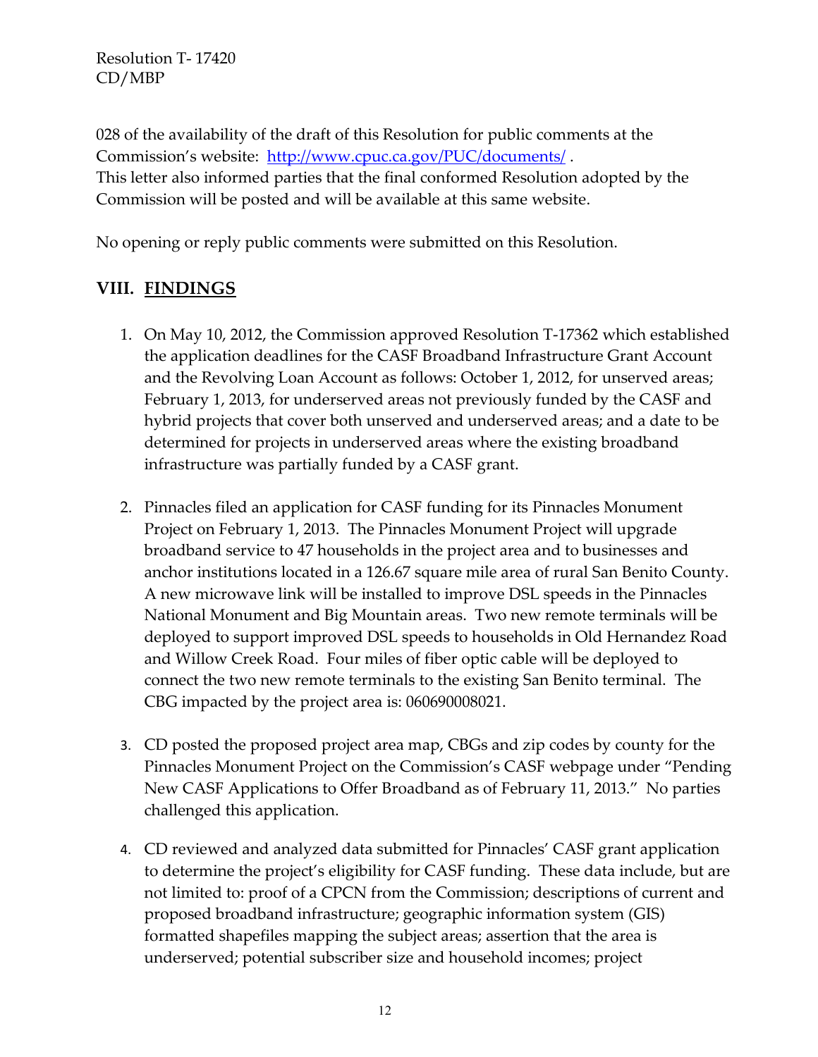028 of the availability of the draft of this Resolution for public comments at the Commission's website: http://www.cpuc.ca.gov/PUC/documents/ .
This letter also informed parties that the final conformed Resolution adopted by the Commission will be posted and will be available at this same website.

No opening or reply public comments were submitted on this Resolution.

## VIII. FINDINGS

1. On May 10, 2012, the Commission approved Resolution T-17362 which established the application deadlines for the CASF Broadband Infrastructure Grant Account and the Revolving Loan Account as follows: October 1, 2012, for unserved areas; February 1, 2013, for underserved areas not previously funded by the CASF and hybrid projects that cover both unserved and underserved areas; and a date to be determined for projects in underserved areas where the existing broadband infrastructure was partially funded by a CASF grant.

2. Pinnacles filed an application for CASF funding for its Pinnacles Monument Project on February 1, 2013. The Pinnacles Monument Project will upgrade broadband service to 47 households in the project area and to businesses and anchor institutions located in a 126.67 square mile area of rural San Benito County. A new microwave link will be installed to improve DSL speeds in the Pinnacles National Monument and Big Mountain areas. Two new remote terminals will be deployed to support improved DSL speeds to households in Old Hernandez Road and Willow Creek Road. Four miles of fiber optic cable will be deployed to connect the two new remote terminals to the existing San Benito terminal. The CBG impacted by the project area is: 060690008021.

3. CD posted the proposed project area map, CBGs and zip codes by county for the Pinnacles Monument Project on the Commission's CASF webpage under "Pending New CASF Applications to Offer Broadband as of February 11, 2013." No parties challenged this application.

4. CD reviewed and analyzed data submitted for Pinnacles' CASF grant application to determine the project's eligibility for CASF funding. These data include, but are not limited to: proof of a CPCN from the Commission; descriptions of current and proposed broadband infrastructure; geographic information system (GIS) formatted shapefiles mapping the subject areas; assertion that the area is underserved; potential subscriber size and household incomes; project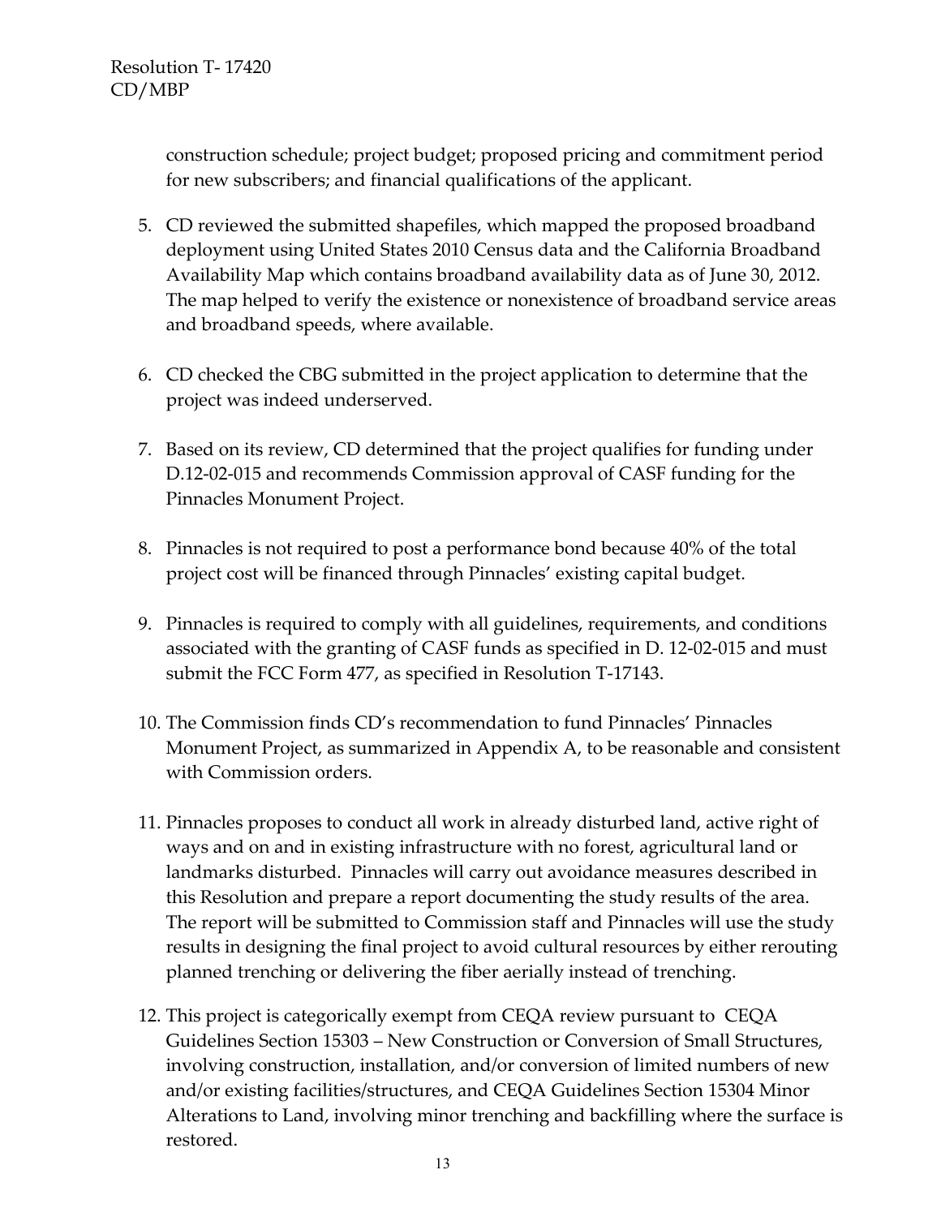construction schedule; project budget; proposed pricing and commitment period for new subscribers; and financial qualifications of the applicant.

5. CD reviewed the submitted shapefiles, which mapped the proposed broadband deployment using United States 2010 Census data and the California Broadband Availability Map which contains broadband availability data as of June 30, 2012. The map helped to verify the existence or nonexistence of broadband service areas and broadband speeds, where available.

6. CD checked the CBG submitted in the project application to determine that the project was indeed underserved.

7. Based on its review, CD determined that the project qualifies for funding under D.12-02-015 and recommends Commission approval of CASF funding for the Pinnacles Monument Project.

8. Pinnacles is not required to post a performance bond because 40% of the total project cost will be financed through Pinnacles' existing capital budget.

9. Pinnacles is required to comply with all guidelines, requirements, and conditions associated with the granting of CASF funds as specified in D. 12-02-015 and must submit the FCC Form 477, as specified in Resolution T-17143.

10. The Commission finds CD's recommendation to fund Pinnacles' Pinnacles Monument Project, as summarized in Appendix A, to be reasonable and consistent with Commission orders.

11. Pinnacles proposes to conduct all work in already disturbed land, active right of ways and on and in existing infrastructure with no forest, agricultural land or landmarks disturbed. Pinnacles will carry out avoidance measures described in this Resolution and prepare a report documenting the study results of the area. The report will be submitted to Commission staff and Pinnacles will use the study results in designing the final project to avoid cultural resources by either rerouting planned trenching or delivering the fiber aerially instead of trenching.

12. This project is categorically exempt from CEQA review pursuant to CEQA Guidelines Section 15303 – New Construction or Conversion of Small Structures, involving construction, installation, and/or conversion of limited numbers of new and/or existing facilities/structures, and CEQA Guidelines Section 15304 Minor Alterations to Land, involving minor trenching and backfilling where the surface is restored.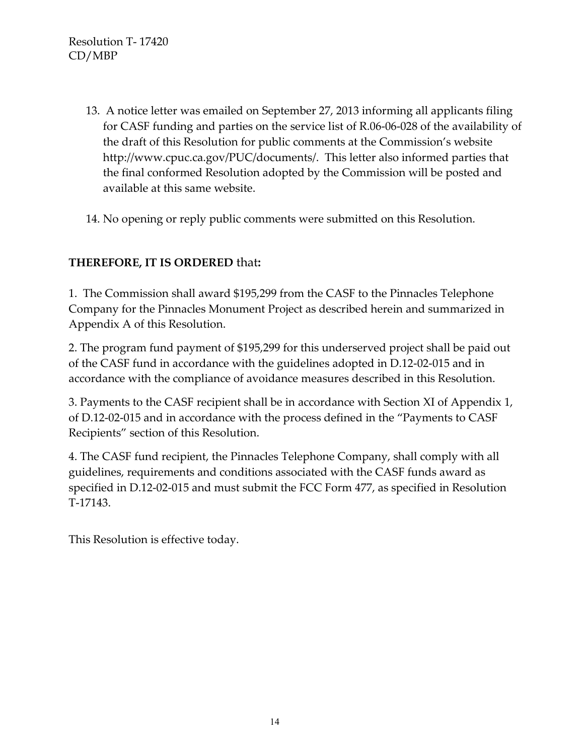13. A notice letter was emailed on September 27, 2013 informing all applicants filing for CASF funding and parties on the service list of R.06-06-028 of the availability of the draft of this Resolution for public comments at the Commission's website http://www.cpuc.ca.gov/PUC/documents/. This letter also informed parties that the final conformed Resolution adopted by the Commission will be posted and available at this same website.

14. No opening or reply public comments were submitted on this Resolution.

**THEREFORE, IT IS ORDERED** that**:**

1. The Commission shall award $195,299 from the CASF to the Pinnacles Telephone Company for the Pinnacles Monument Project as described herein and summarized in Appendix A of this Resolution.

2. The program fund payment of $195,299 for this underserved project shall be paid out of the CASF fund in accordance with the guidelines adopted in D.12-02-015 and in accordance with the compliance of avoidance measures described in this Resolution.

3. Payments to the CASF recipient shall be in accordance with Section XI of Appendix 1, of D.12-02-015 and in accordance with the process defined in the "Payments to CASF Recipients" section of this Resolution.

4. The CASF fund recipient, the Pinnacles Telephone Company, shall comply with all guidelines, requirements and conditions associated with the CASF funds award as specified in D.12-02-015 and must submit the FCC Form 477, as specified in Resolution T-17143.

This Resolution is effective today.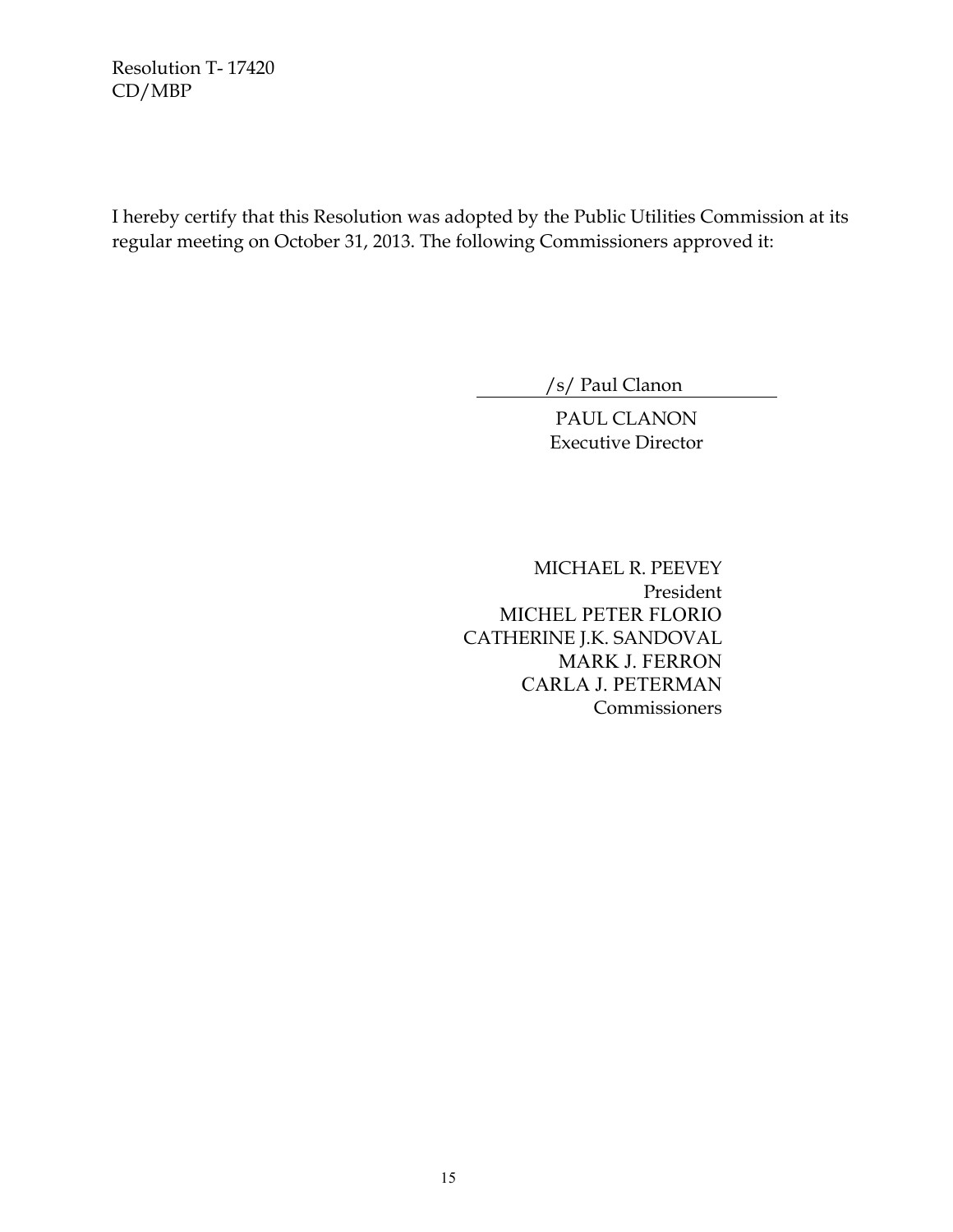Resolution T- 17420
CD/MBP

I hereby certify that this Resolution was adopted by the Public Utilities Commission at its regular meeting on October 31, 2013. The following Commissioners approved it:

/s/ Paul Clanon

PAUL CLANON
Executive Director

MICHAEL R. PEEVEY
President
MICHEL PETER FLORIO
CATHERINE J.K. SANDOVAL
MARK J. FERRON
CARLA J. PETERMAN
Commissioners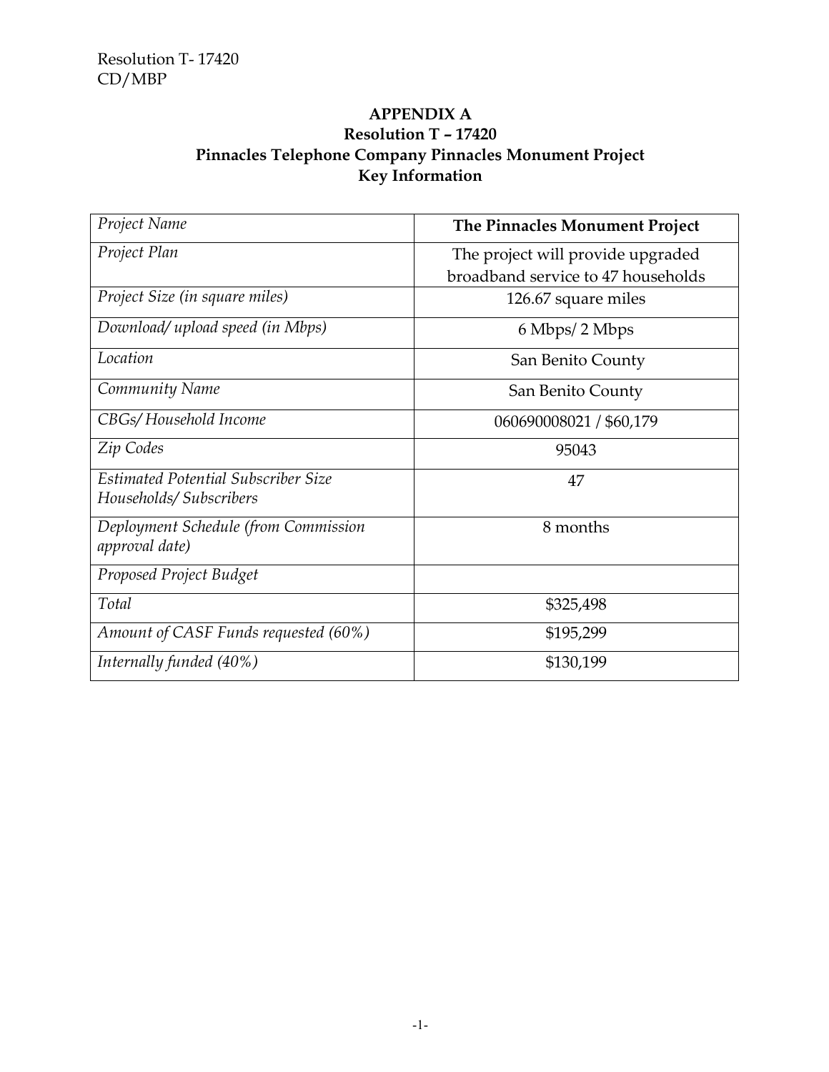**APPENDIX A**
**Resolution T – 17420**
**Pinnacles Telephone Company Pinnacles Monument Project**
**Key Information**

| *Project Name* | **The Pinnacles Monument Project** |
|---|---|
| *Project Plan* | The project will provide upgraded broadband service to 47 households |
| *Project Size (in square miles)* | 126.67 square miles |
| *Download/ upload speed (in Mbps)* | 6 Mbps/ 2 Mbps |
| *Location* | San Benito County |
| *Community Name* | San Benito County |
| *CBGs/ Household Income* | 060690008021 / $60,179 |
| *Zip Codes* | 95043 |
| *Estimated Potential Subscriber Size Households/ Subscribers* | 47 |
| *Deployment Schedule (from Commission approval date)* | 8 months |
| *Proposed Project Budget* | |
| *Total* | $325,498 |
| *Amount of CASF Funds requested (60%)* | $195,299 |
| *Internally funded (40%)* | $130,199 |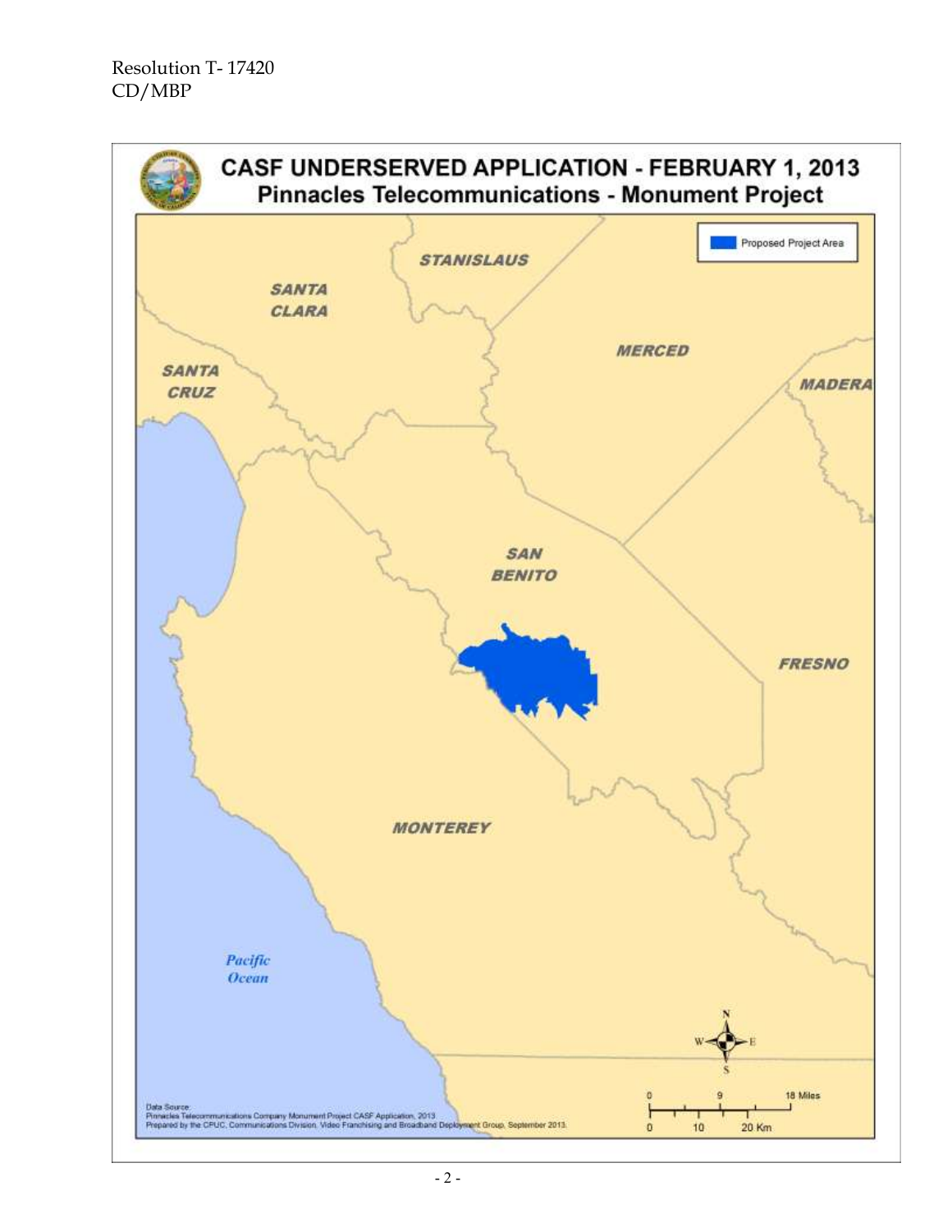Resolution T- 17420
CD/MBP

## CASF UNDERSERVED APPLICATION - FEBRUARY 1, 2013
### Pinnacles Telecommunications - Monument Project

Proposed Project Area

STANISLAUS

SANTA CLARA

SANTA CRUZ

MERCED

MADERA

SAN BENITO

FRESNO

MONTEREY

Pacific Ocean

N
W E
S

0 9 18 Miles
0 10 20 Km

Data Source:
Pinnacles Telecommunications Company Monument Project CASF Application, 2013
Prepared by the CPUC, Communications Division, Video Franchising and Broadband Deployment Group, September 2013.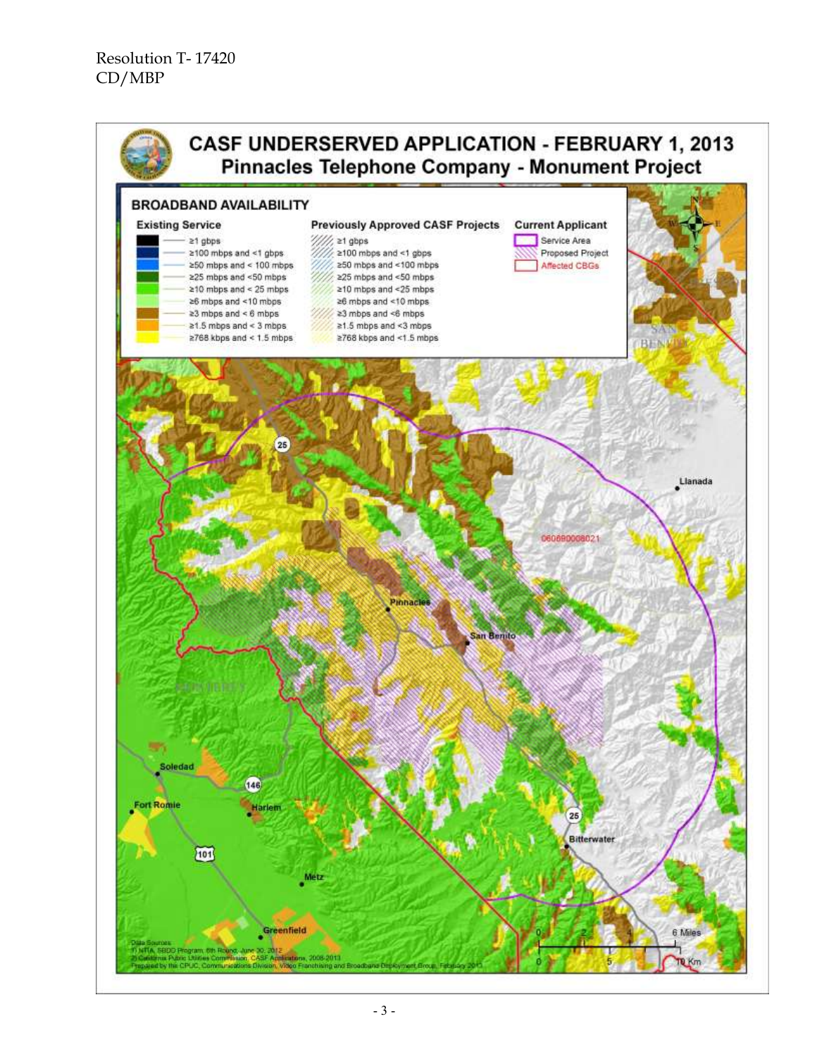Resolution T- 17420
CD/MBP

CASF UNDERSERVED APPLICATION - FEBRUARY 1, 2013
Pinnacles Telephone Company - Monument Project

BROADBAND AVAILABILITY

Existing Service
≥1 gbps
≥100 mbps and <1 gbps
≥50 mbps and < 100 mbps
≥25 mbps and <50 mbps
≥10 mbps and < 25 mbps
≥6 mbps and <10 mbps
≥3 mbps and < 6 mbps
≥1.5 mbps and < 3 mbps
≥768 kbps and < 1.5 mbps

Previously Approved CASF Projects
≥1 gbps
≥100 mbps and <1 gbps
≥50 mbps and <100 mbps
≥25 mbps and <50 mbps
≥10 mbps and <25 mbps
≥6 mbps and <10 mbps
≥3 mbps and <6 mbps
≥1.5 mbps and <3 mbps
≥768 kbps and <1.5 mbps

Current Applicant
Service Area
Proposed Project
Affected CBGs

25
Llanada
060690008021
Pinnacles
San Benito
Soledad
146
Fort Romie
Harlem
25
Bitterwater
101
Metz
Greenfield

0 2 4 6 Miles
0 5 10 Km

Data Sources:
1) NTIA, SBDD Program, 6th Round, June 30, 2012
2) California Public Utilities Commission, CASF Applications, 2008-2013
Prepared by the CPUC, Communications Division, Video Franchising and Broadband Deployment Group, February 2013